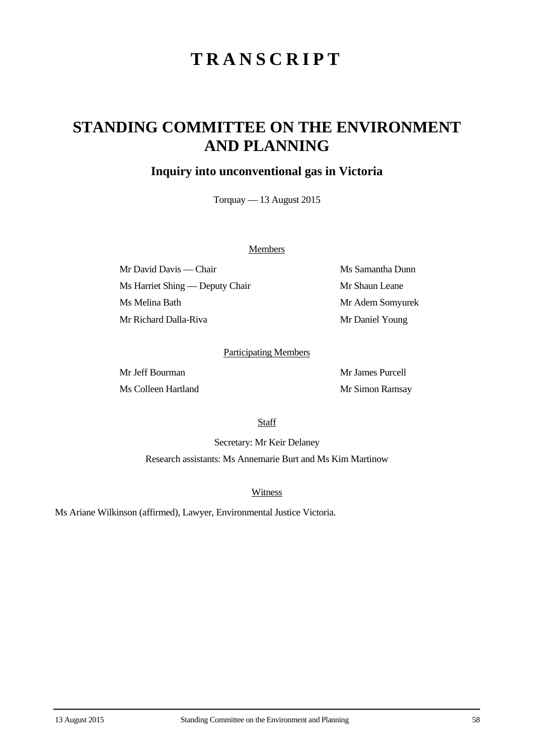# TRANSCRIPT

# STANDING COMMITTEE ON THE ENVIRONMENT AND PLANNING

## Inquiry into unconventional gas in Victoria

Torquay — 13 August 2015

Members

| | |
|---|---|
| Mr David Davis — Chair | Ms Samantha Dunn |
| Ms Harriet Shing — Deputy Chair | Mr Shaun Leane |
| Ms Melina Bath | Mr Adem Somyurek |
| Mr Richard Dalla-Riva | Mr Daniel Young |

Participating Members

| | |
|---|---|
| Mr Jeff Bourman | Mr James Purcell |
| Ms Colleen Hartland | Mr Simon Ramsay |

Staff

Secretary: Mr Keir Delaney

Research assistants: Ms Annemarie Burt and Ms Kim Martinow

Witness

Ms Ariane Wilkinson (affirmed), Lawyer, Environmental Justice Victoria.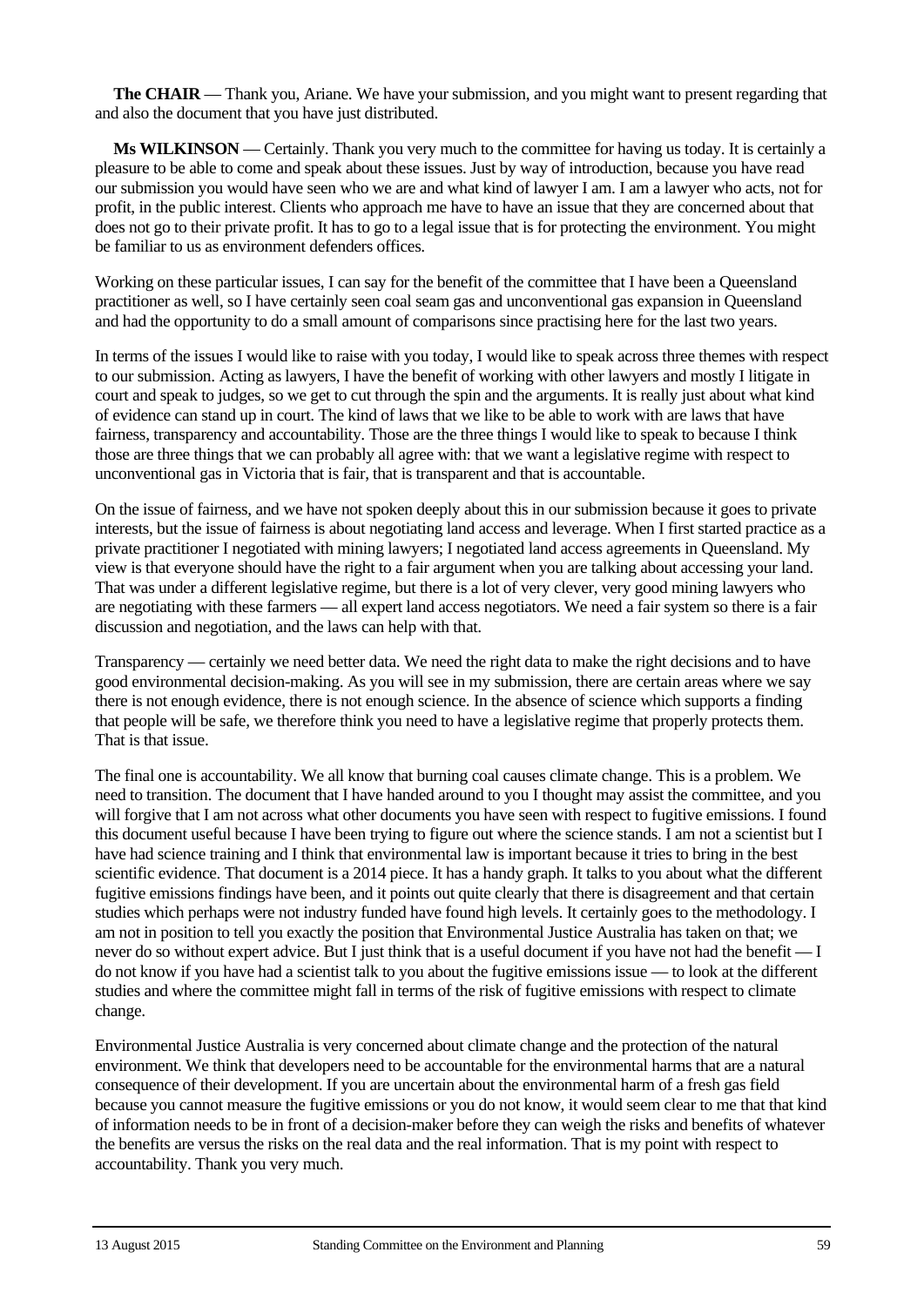**The CHAIR** — Thank you, Ariane. We have your submission, and you might want to present regarding that and also the document that you have just distributed.

**Ms WILKINSON** — Certainly. Thank you very much to the committee for having us today. It is certainly a pleasure to be able to come and speak about these issues. Just by way of introduction, because you have read our submission you would have seen who we are and what kind of lawyer I am. I am a lawyer who acts, not for profit, in the public interest. Clients who approach me have to have an issue that they are concerned about that does not go to their private profit. It has to go to a legal issue that is for protecting the environment. You might be familiar to us as environment defenders offices.

Working on these particular issues, I can say for the benefit of the committee that I have been a Queensland practitioner as well, so I have certainly seen coal seam gas and unconventional gas expansion in Queensland and had the opportunity to do a small amount of comparisons since practising here for the last two years.

In terms of the issues I would like to raise with you today, I would like to speak across three themes with respect to our submission. Acting as lawyers, I have the benefit of working with other lawyers and mostly I litigate in court and speak to judges, so we get to cut through the spin and the arguments. It is really just about what kind of evidence can stand up in court. The kind of laws that we like to be able to work with are laws that have fairness, transparency and accountability. Those are the three things I would like to speak to because I think those are three things that we can probably all agree with: that we want a legislative regime with respect to unconventional gas in Victoria that is fair, that is transparent and that is accountable.

On the issue of fairness, and we have not spoken deeply about this in our submission because it goes to private interests, but the issue of fairness is about negotiating land access and leverage. When I first started practice as a private practitioner I negotiated with mining lawyers; I negotiated land access agreements in Queensland. My view is that everyone should have the right to a fair argument when you are talking about accessing your land. That was under a different legislative regime, but there is a lot of very clever, very good mining lawyers who are negotiating with these farmers — all expert land access negotiators. We need a fair system so there is a fair discussion and negotiation, and the laws can help with that.

Transparency — certainly we need better data. We need the right data to make the right decisions and to have good environmental decision-making. As you will see in my submission, there are certain areas where we say there is not enough evidence, there is not enough science. In the absence of science which supports a finding that people will be safe, we therefore think you need to have a legislative regime that properly protects them. That is that issue.

The final one is accountability. We all know that burning coal causes climate change. This is a problem. We need to transition. The document that I have handed around to you I thought may assist the committee, and you will forgive that I am not across what other documents you have seen with respect to fugitive emissions. I found this document useful because I have been trying to figure out where the science stands. I am not a scientist but I have had science training and I think that environmental law is important because it tries to bring in the best scientific evidence. That document is a 2014 piece. It has a handy graph. It talks to you about what the different fugitive emissions findings have been, and it points out quite clearly that there is disagreement and that certain studies which perhaps were not industry funded have found high levels. It certainly goes to the methodology. I am not in position to tell you exactly the position that Environmental Justice Australia has taken on that; we never do so without expert advice. But I just think that is a useful document if you have not had the benefit — I do not know if you have had a scientist talk to you about the fugitive emissions issue — to look at the different studies and where the committee might fall in terms of the risk of fugitive emissions with respect to climate change.

Environmental Justice Australia is very concerned about climate change and the protection of the natural environment. We think that developers need to be accountable for the environmental harms that are a natural consequence of their development. If you are uncertain about the environmental harm of a fresh gas field because you cannot measure the fugitive emissions or you do not know, it would seem clear to me that that kind of information needs to be in front of a decision-maker before they can weigh the risks and benefits of whatever the benefits are versus the risks on the real data and the real information. That is my point with respect to accountability. Thank you very much.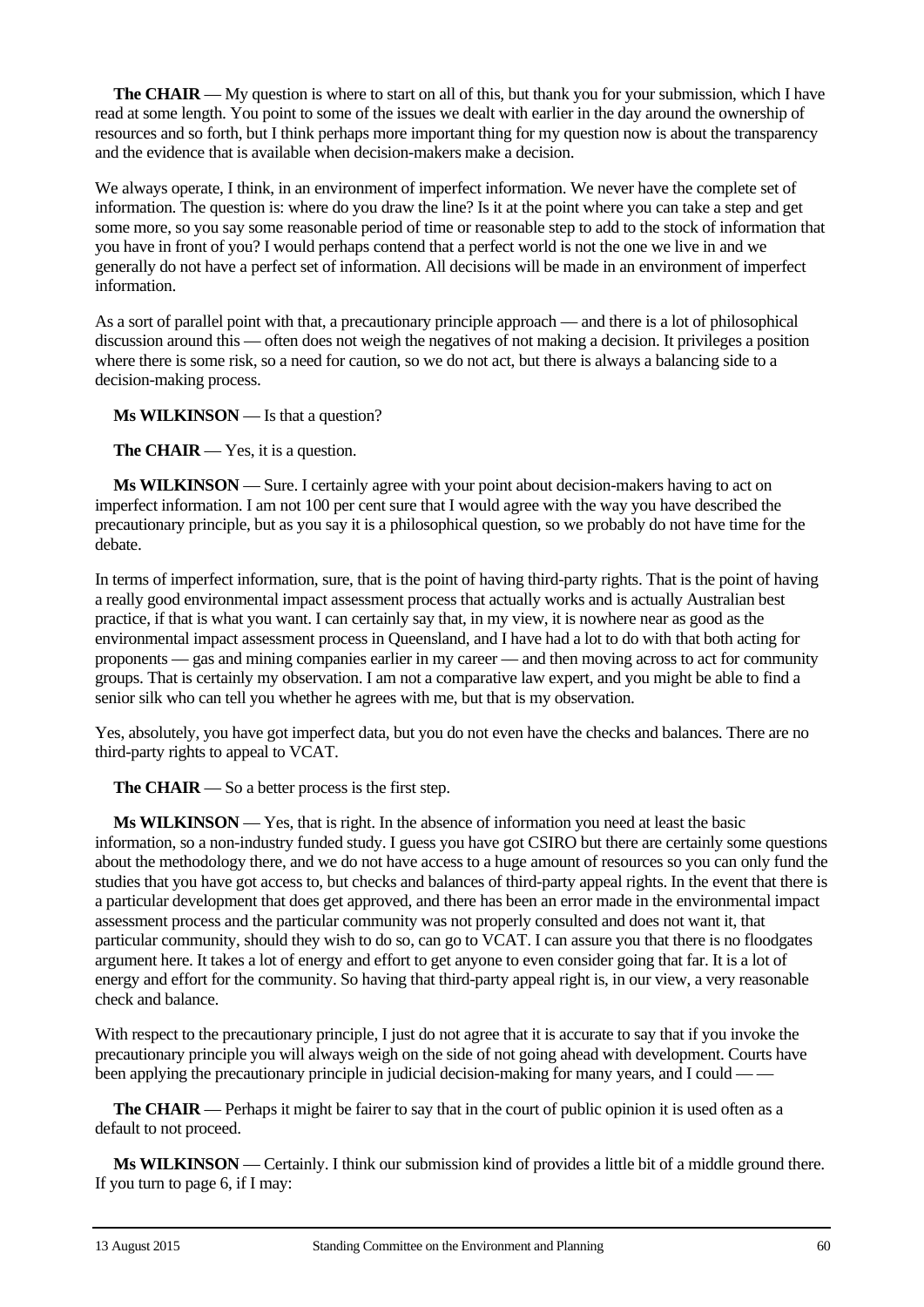**The CHAIR** — My question is where to start on all of this, but thank you for your submission, which I have read at some length. You point to some of the issues we dealt with earlier in the day around the ownership of resources and so forth, but I think perhaps more important thing for my question now is about the transparency and the evidence that is available when decision-makers make a decision.

We always operate, I think, in an environment of imperfect information. We never have the complete set of information. The question is: where do you draw the line? Is it at the point where you can take a step and get some more, so you say some reasonable period of time or reasonable step to add to the stock of information that you have in front of you? I would perhaps contend that a perfect world is not the one we live in and we generally do not have a perfect set of information. All decisions will be made in an environment of imperfect information.

As a sort of parallel point with that, a precautionary principle approach — and there is a lot of philosophical discussion around this — often does not weigh the negatives of not making a decision. It privileges a position where there is some risk, so a need for caution, so we do not act, but there is always a balancing side to a decision-making process.

**Ms WILKINSON** — Is that a question?

**The CHAIR** — Yes, it is a question.

**Ms WILKINSON** — Sure. I certainly agree with your point about decision-makers having to act on imperfect information. I am not 100 per cent sure that I would agree with the way you have described the precautionary principle, but as you say it is a philosophical question, so we probably do not have time for the debate.

In terms of imperfect information, sure, that is the point of having third-party rights. That is the point of having a really good environmental impact assessment process that actually works and is actually Australian best practice, if that is what you want. I can certainly say that, in my view, it is nowhere near as good as the environmental impact assessment process in Queensland, and I have had a lot to do with that both acting for proponents — gas and mining companies earlier in my career — and then moving across to act for community groups. That is certainly my observation. I am not a comparative law expert, and you might be able to find a senior silk who can tell you whether he agrees with me, but that is my observation.

Yes, absolutely, you have got imperfect data, but you do not even have the checks and balances. There are no third-party rights to appeal to VCAT.

**The CHAIR** — So a better process is the first step.

**Ms WILKINSON** — Yes, that is right. In the absence of information you need at least the basic information, so a non-industry funded study. I guess you have got CSIRO but there are certainly some questions about the methodology there, and we do not have access to a huge amount of resources so you can only fund the studies that you have got access to, but checks and balances of third-party appeal rights. In the event that there is a particular development that does get approved, and there has been an error made in the environmental impact assessment process and the particular community was not properly consulted and does not want it, that particular community, should they wish to do so, can go to VCAT. I can assure you that there is no floodgates argument here. It takes a lot of energy and effort to get anyone to even consider going that far. It is a lot of energy and effort for the community. So having that third-party appeal right is, in our view, a very reasonable check and balance.

With respect to the precautionary principle, I just do not agree that it is accurate to say that if you invoke the precautionary principle you will always weigh on the side of not going ahead with development. Courts have been applying the precautionary principle in judicial decision-making for many years, and I could — —

**The CHAIR** — Perhaps it might be fairer to say that in the court of public opinion it is used often as a default to not proceed.

**Ms WILKINSON** — Certainly. I think our submission kind of provides a little bit of a middle ground there. If you turn to page 6, if I may: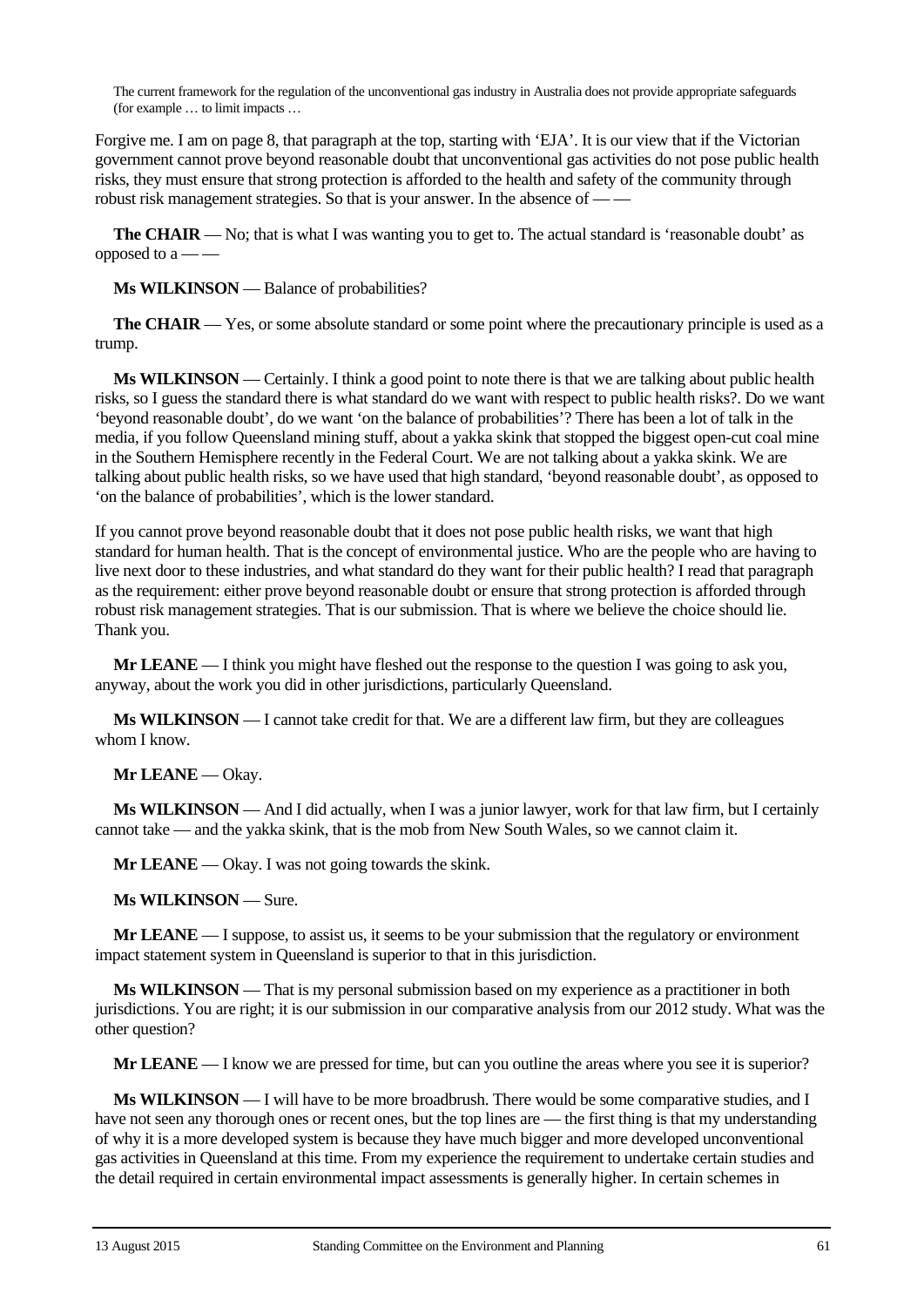The current framework for the regulation of the unconventional gas industry in Australia does not provide appropriate safeguards (for example … to limit impacts …

Forgive me. I am on page 8, that paragraph at the top, starting with 'EJA'. It is our view that if the Victorian government cannot prove beyond reasonable doubt that unconventional gas activities do not pose public health risks, they must ensure that strong protection is afforded to the health and safety of the community through robust risk management strategies. So that is your answer. In the absence of — —

**The CHAIR** — No; that is what I was wanting you to get to. The actual standard is 'reasonable doubt' as opposed to a — —

**Ms WILKINSON** — Balance of probabilities?

**The CHAIR** — Yes, or some absolute standard or some point where the precautionary principle is used as a trump.

**Ms WILKINSON** — Certainly. I think a good point to note there is that we are talking about public health risks, so I guess the standard there is what standard do we want with respect to public health risks?. Do we want 'beyond reasonable doubt', do we want 'on the balance of probabilities'? There has been a lot of talk in the media, if you follow Queensland mining stuff, about a yakka skink that stopped the biggest open-cut coal mine in the Southern Hemisphere recently in the Federal Court. We are not talking about a yakka skink. We are talking about public health risks, so we have used that high standard, 'beyond reasonable doubt', as opposed to 'on the balance of probabilities', which is the lower standard.

If you cannot prove beyond reasonable doubt that it does not pose public health risks, we want that high standard for human health. That is the concept of environmental justice. Who are the people who are having to live next door to these industries, and what standard do they want for their public health? I read that paragraph as the requirement: either prove beyond reasonable doubt or ensure that strong protection is afforded through robust risk management strategies. That is our submission. That is where we believe the choice should lie. Thank you.

**Mr LEANE** — I think you might have fleshed out the response to the question I was going to ask you, anyway, about the work you did in other jurisdictions, particularly Queensland.

**Ms WILKINSON** — I cannot take credit for that. We are a different law firm, but they are colleagues whom I know.

**Mr LEANE** — Okay.

**Ms WILKINSON** — And I did actually, when I was a junior lawyer, work for that law firm, but I certainly cannot take — and the yakka skink, that is the mob from New South Wales, so we cannot claim it.

**Mr LEANE** — Okay. I was not going towards the skink.

**Ms WILKINSON** — Sure.

**Mr LEANE** — I suppose, to assist us, it seems to be your submission that the regulatory or environment impact statement system in Queensland is superior to that in this jurisdiction.

**Ms WILKINSON** — That is my personal submission based on my experience as a practitioner in both jurisdictions. You are right; it is our submission in our comparative analysis from our 2012 study. What was the other question?

**Mr LEANE** — I know we are pressed for time, but can you outline the areas where you see it is superior?

**Ms WILKINSON** — I will have to be more broadbrush. There would be some comparative studies, and I have not seen any thorough ones or recent ones, but the top lines are — the first thing is that my understanding of why it is a more developed system is because they have much bigger and more developed unconventional gas activities in Queensland at this time. From my experience the requirement to undertake certain studies and the detail required in certain environmental impact assessments is generally higher. In certain schemes in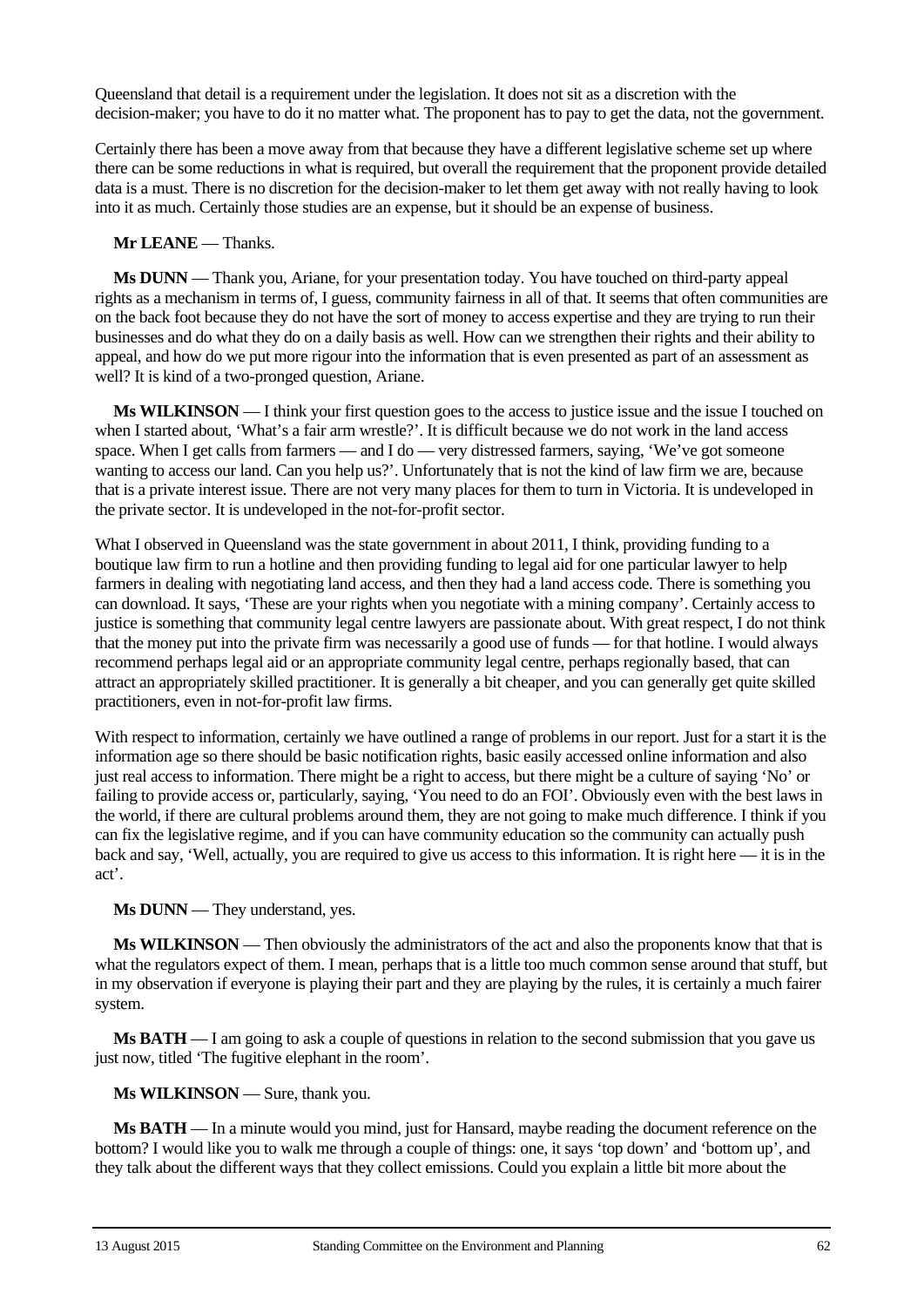Queensland that detail is a requirement under the legislation. It does not sit as a discretion with the decision-maker; you have to do it no matter what. The proponent has to pay to get the data, not the government.

Certainly there has been a move away from that because they have a different legislative scheme set up where there can be some reductions in what is required, but overall the requirement that the proponent provide detailed data is a must. There is no discretion for the decision-maker to let them get away with not really having to look into it as much. Certainly those studies are an expense, but it should be an expense of business.

**Mr LEANE** — Thanks.

**Ms DUNN** — Thank you, Ariane, for your presentation today. You have touched on third-party appeal rights as a mechanism in terms of, I guess, community fairness in all of that. It seems that often communities are on the back foot because they do not have the sort of money to access expertise and they are trying to run their businesses and do what they do on a daily basis as well. How can we strengthen their rights and their ability to appeal, and how do we put more rigour into the information that is even presented as part of an assessment as well? It is kind of a two-pronged question, Ariane.

**Ms WILKINSON** — I think your first question goes to the access to justice issue and the issue I touched on when I started about, 'What's a fair arm wrestle?'. It is difficult because we do not work in the land access space. When I get calls from farmers — and I do — very distressed farmers, saying, 'We've got someone wanting to access our land. Can you help us?'. Unfortunately that is not the kind of law firm we are, because that is a private interest issue. There are not very many places for them to turn in Victoria. It is undeveloped in the private sector. It is undeveloped in the not-for-profit sector.

What I observed in Queensland was the state government in about 2011, I think, providing funding to a boutique law firm to run a hotline and then providing funding to legal aid for one particular lawyer to help farmers in dealing with negotiating land access, and then they had a land access code. There is something you can download. It says, 'These are your rights when you negotiate with a mining company'. Certainly access to justice is something that community legal centre lawyers are passionate about. With great respect, I do not think that the money put into the private firm was necessarily a good use of funds — for that hotline. I would always recommend perhaps legal aid or an appropriate community legal centre, perhaps regionally based, that can attract an appropriately skilled practitioner. It is generally a bit cheaper, and you can generally get quite skilled practitioners, even in not-for-profit law firms.

With respect to information, certainly we have outlined a range of problems in our report. Just for a start it is the information age so there should be basic notification rights, basic easily accessed online information and also just real access to information. There might be a right to access, but there might be a culture of saying 'No' or failing to provide access or, particularly, saying, 'You need to do an FOI'. Obviously even with the best laws in the world, if there are cultural problems around them, they are not going to make much difference. I think if you can fix the legislative regime, and if you can have community education so the community can actually push back and say, 'Well, actually, you are required to give us access to this information. It is right here — it is in the act'.

**Ms DUNN** — They understand, yes.

**Ms WILKINSON** — Then obviously the administrators of the act and also the proponents know that that is what the regulators expect of them. I mean, perhaps that is a little too much common sense around that stuff, but in my observation if everyone is playing their part and they are playing by the rules, it is certainly a much fairer system.

**Ms BATH** — I am going to ask a couple of questions in relation to the second submission that you gave us just now, titled 'The fugitive elephant in the room'.

**Ms WILKINSON** — Sure, thank you.

**Ms BATH** — In a minute would you mind, just for Hansard, maybe reading the document reference on the bottom? I would like you to walk me through a couple of things: one, it says 'top down' and 'bottom up', and they talk about the different ways that they collect emissions. Could you explain a little bit more about the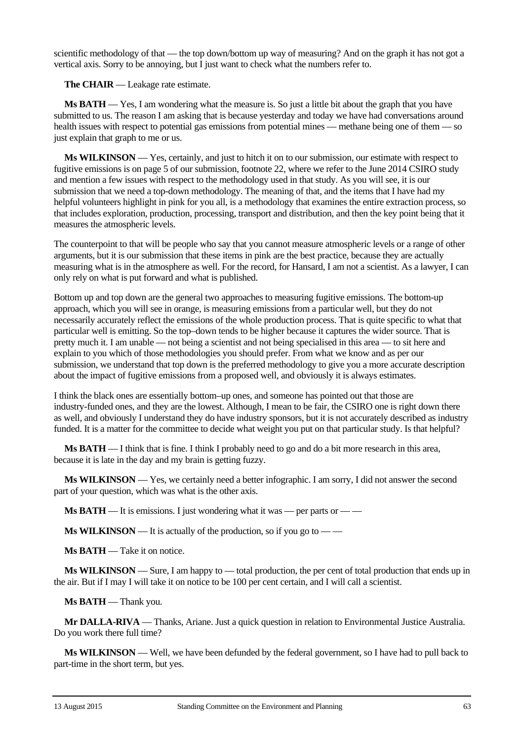scientific methodology of that — the top down/bottom up way of measuring? And on the graph it has not got a vertical axis. Sorry to be annoying, but I just want to check what the numbers refer to.

**The CHAIR** — Leakage rate estimate.

**Ms BATH** — Yes, I am wondering what the measure is. So just a little bit about the graph that you have submitted to us. The reason I am asking that is because yesterday and today we have had conversations around health issues with respect to potential gas emissions from potential mines — methane being one of them — so just explain that graph to me or us.

**Ms WILKINSON** — Yes, certainly, and just to hitch it on to our submission, our estimate with respect to fugitive emissions is on page 5 of our submission, footnote 22, where we refer to the June 2014 CSIRO study and mention a few issues with respect to the methodology used in that study. As you will see, it is our submission that we need a top-down methodology. The meaning of that, and the items that I have had my helpful volunteers highlight in pink for you all, is a methodology that examines the entire extraction process, so that includes exploration, production, processing, transport and distribution, and then the key point being that it measures the atmospheric levels.

The counterpoint to that will be people who say that you cannot measure atmospheric levels or a range of other arguments, but it is our submission that these items in pink are the best practice, because they are actually measuring what is in the atmosphere as well. For the record, for Hansard, I am not a scientist. As a lawyer, I can only rely on what is put forward and what is published.

Bottom up and top down are the general two approaches to measuring fugitive emissions. The bottom-up approach, which you will see in orange, is measuring emissions from a particular well, but they do not necessarily accurately reflect the emissions of the whole production process. That is quite specific to what that particular well is emitting. So the top–down tends to be higher because it captures the wider source. That is pretty much it. I am unable — not being a scientist and not being specialised in this area — to sit here and explain to you which of those methodologies you should prefer. From what we know and as per our submission, we understand that top down is the preferred methodology to give you a more accurate description about the impact of fugitive emissions from a proposed well, and obviously it is always estimates.

I think the black ones are essentially bottom–up ones, and someone has pointed out that those are industry-funded ones, and they are the lowest. Although, I mean to be fair, the CSIRO one is right down there as well, and obviously I understand they do have industry sponsors, but it is not accurately described as industry funded. It is a matter for the committee to decide what weight you put on that particular study. Is that helpful?

**Ms BATH** — I think that is fine. I think I probably need to go and do a bit more research in this area, because it is late in the day and my brain is getting fuzzy.

**Ms WILKINSON** — Yes, we certainly need a better infographic. I am sorry, I did not answer the second part of your question, which was what is the other axis.

**Ms BATH** — It is emissions. I just wondering what it was — per parts or — —

**Ms WILKINSON** — It is actually of the production, so if you go to — —

**Ms BATH** — Take it on notice.

**Ms WILKINSON** — Sure, I am happy to — total production, the per cent of total production that ends up in the air. But if I may I will take it on notice to be 100 per cent certain, and I will call a scientist.

**Ms BATH** — Thank you.

**Mr DALLA-RIVA** — Thanks, Ariane. Just a quick question in relation to Environmental Justice Australia. Do you work there full time?

**Ms WILKINSON** — Well, we have been defunded by the federal government, so I have had to pull back to part-time in the short term, but yes.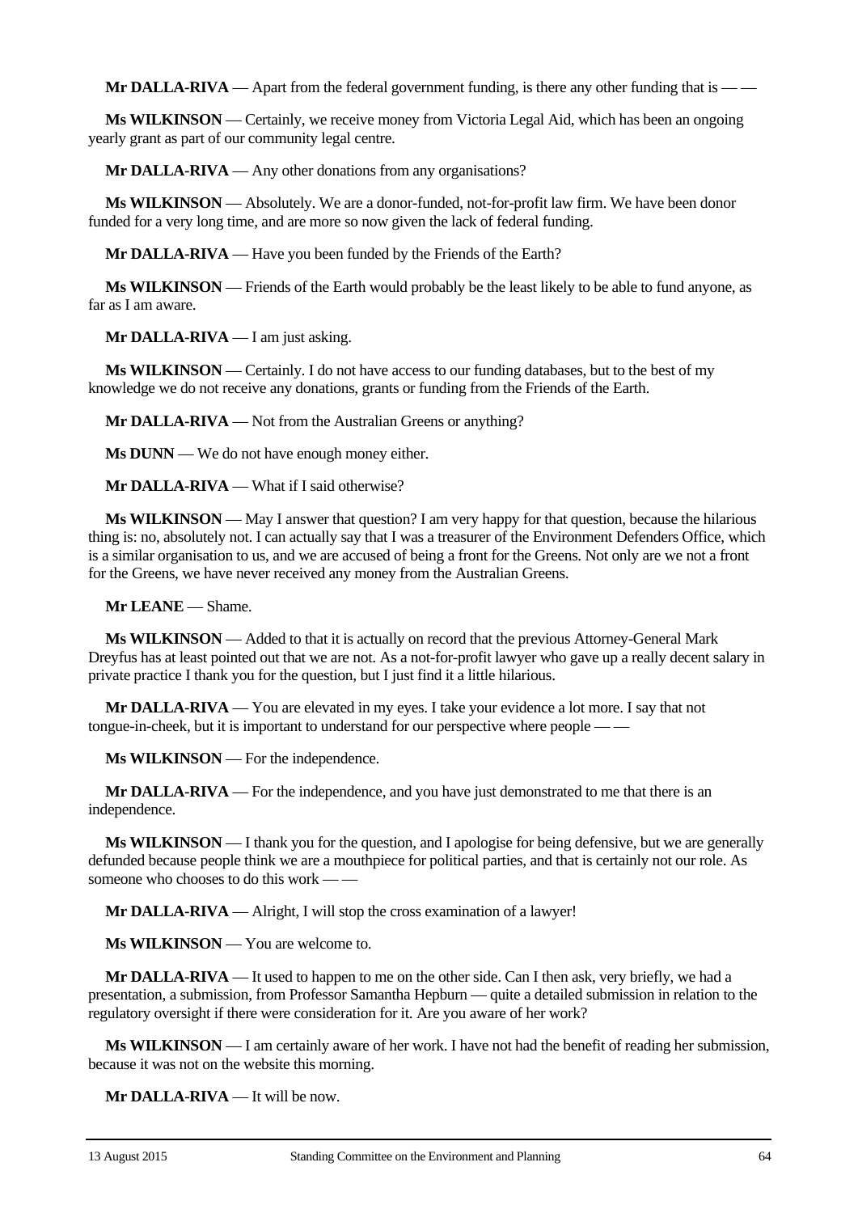**Mr DALLA-RIVA** — Apart from the federal government funding, is there any other funding that is — —

**Ms WILKINSON** — Certainly, we receive money from Victoria Legal Aid, which has been an ongoing yearly grant as part of our community legal centre.

**Mr DALLA-RIVA** — Any other donations from any organisations?

**Ms WILKINSON** — Absolutely. We are a donor-funded, not-for-profit law firm. We have been donor funded for a very long time, and are more so now given the lack of federal funding.

**Mr DALLA-RIVA** — Have you been funded by the Friends of the Earth?

**Ms WILKINSON** — Friends of the Earth would probably be the least likely to be able to fund anyone, as far as I am aware.

**Mr DALLA-RIVA** — I am just asking.

**Ms WILKINSON** — Certainly. I do not have access to our funding databases, but to the best of my knowledge we do not receive any donations, grants or funding from the Friends of the Earth.

**Mr DALLA-RIVA** — Not from the Australian Greens or anything?

**Ms DUNN** — We do not have enough money either.

**Mr DALLA-RIVA** — What if I said otherwise?

**Ms WILKINSON** — May I answer that question? I am very happy for that question, because the hilarious thing is: no, absolutely not. I can actually say that I was a treasurer of the Environment Defenders Office, which is a similar organisation to us, and we are accused of being a front for the Greens. Not only are we not a front for the Greens, we have never received any money from the Australian Greens.

**Mr LEANE** — Shame.

**Ms WILKINSON** — Added to that it is actually on record that the previous Attorney-General Mark Dreyfus has at least pointed out that we are not. As a not-for-profit lawyer who gave up a really decent salary in private practice I thank you for the question, but I just find it a little hilarious.

**Mr DALLA-RIVA** — You are elevated in my eyes. I take your evidence a lot more. I say that not tongue-in-cheek, but it is important to understand for our perspective where people — —

**Ms WILKINSON** — For the independence.

**Mr DALLA-RIVA** — For the independence, and you have just demonstrated to me that there is an independence.

**Ms WILKINSON** — I thank you for the question, and I apologise for being defensive, but we are generally defunded because people think we are a mouthpiece for political parties, and that is certainly not our role. As someone who chooses to do this work — —

**Mr DALLA-RIVA** — Alright, I will stop the cross examination of a lawyer!

**Ms WILKINSON** — You are welcome to.

**Mr DALLA-RIVA** — It used to happen to me on the other side. Can I then ask, very briefly, we had a presentation, a submission, from Professor Samantha Hepburn — quite a detailed submission in relation to the regulatory oversight if there were consideration for it. Are you aware of her work?

**Ms WILKINSON** — I am certainly aware of her work. I have not had the benefit of reading her submission, because it was not on the website this morning.

**Mr DALLA-RIVA** — It will be now.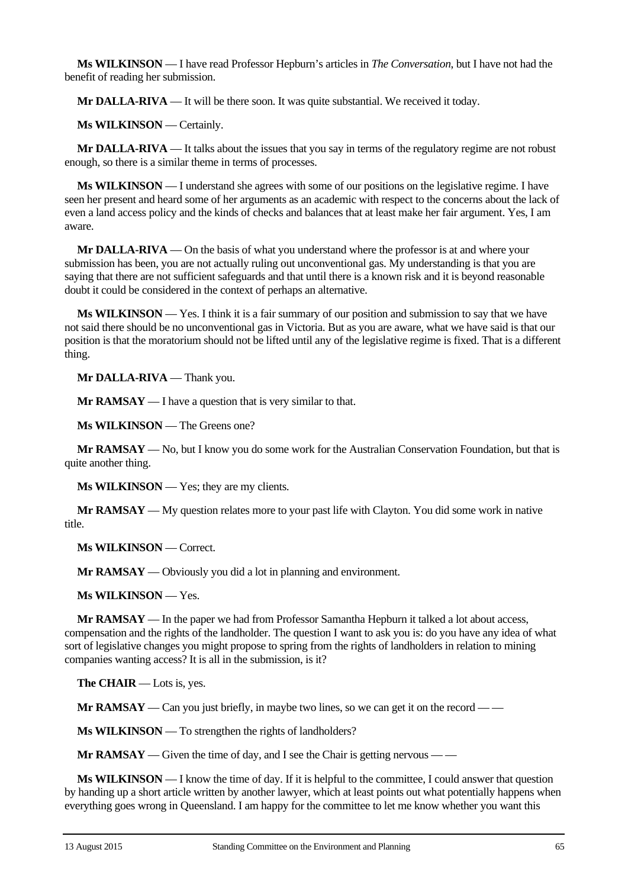**Ms WILKINSON** — I have read Professor Hepburn's articles in *The Conversation*, but I have not had the benefit of reading her submission.

**Mr DALLA-RIVA** — It will be there soon. It was quite substantial. We received it today.

**Ms WILKINSON** — Certainly.

**Mr DALLA-RIVA** — It talks about the issues that you say in terms of the regulatory regime are not robust enough, so there is a similar theme in terms of processes.

**Ms WILKINSON** — I understand she agrees with some of our positions on the legislative regime. I have seen her present and heard some of her arguments as an academic with respect to the concerns about the lack of even a land access policy and the kinds of checks and balances that at least make her fair argument. Yes, I am aware.

**Mr DALLA-RIVA** — On the basis of what you understand where the professor is at and where your submission has been, you are not actually ruling out unconventional gas. My understanding is that you are saying that there are not sufficient safeguards and that until there is a known risk and it is beyond reasonable doubt it could be considered in the context of perhaps an alternative.

**Ms WILKINSON** — Yes. I think it is a fair summary of our position and submission to say that we have not said there should be no unconventional gas in Victoria. But as you are aware, what we have said is that our position is that the moratorium should not be lifted until any of the legislative regime is fixed. That is a different thing.

**Mr DALLA-RIVA** — Thank you.

**Mr RAMSAY** — I have a question that is very similar to that.

**Ms WILKINSON** — The Greens one?

**Mr RAMSAY** — No, but I know you do some work for the Australian Conservation Foundation, but that is quite another thing.

**Ms WILKINSON** — Yes; they are my clients.

**Mr RAMSAY** — My question relates more to your past life with Clayton. You did some work in native title.

**Ms WILKINSON** — Correct.

**Mr RAMSAY** — Obviously you did a lot in planning and environment.

**Ms WILKINSON** — Yes.

**Mr RAMSAY** — In the paper we had from Professor Samantha Hepburn it talked a lot about access, compensation and the rights of the landholder. The question I want to ask you is: do you have any idea of what sort of legislative changes you might propose to spring from the rights of landholders in relation to mining companies wanting access? It is all in the submission, is it?

**The CHAIR** — Lots is, yes.

**Mr RAMSAY** — Can you just briefly, in maybe two lines, so we can get it on the record — —

**Ms WILKINSON** — To strengthen the rights of landholders?

**Mr RAMSAY** — Given the time of day, and I see the Chair is getting nervous — —

**Ms WILKINSON** — I know the time of day. If it is helpful to the committee, I could answer that question by handing up a short article written by another lawyer, which at least points out what potentially happens when everything goes wrong in Queensland. I am happy for the committee to let me know whether you want this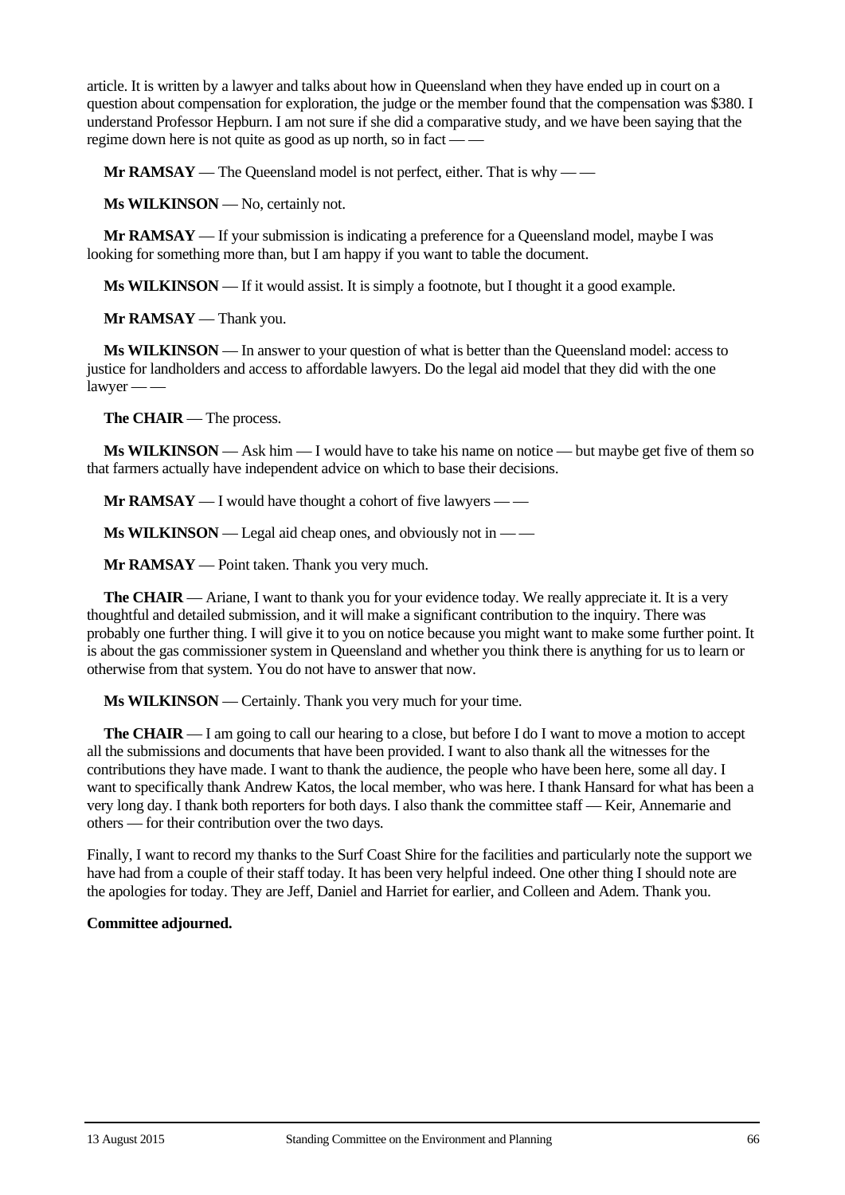article. It is written by a lawyer and talks about how in Queensland when they have ended up in court on a question about compensation for exploration, the judge or the member found that the compensation was $380. I understand Professor Hepburn. I am not sure if she did a comparative study, and we have been saying that the regime down here is not quite as good as up north, so in fact — —

**Mr RAMSAY** — The Queensland model is not perfect, either. That is why — —

**Ms WILKINSON** — No, certainly not.

**Mr RAMSAY** — If your submission is indicating a preference for a Queensland model, maybe I was looking for something more than, but I am happy if you want to table the document.

**Ms WILKINSON** — If it would assist. It is simply a footnote, but I thought it a good example.

**Mr RAMSAY** — Thank you.

**Ms WILKINSON** — In answer to your question of what is better than the Queensland model: access to justice for landholders and access to affordable lawyers. Do the legal aid model that they did with the one lawyer — —

**The CHAIR** — The process.

**Ms WILKINSON** — Ask him — I would have to take his name on notice — but maybe get five of them so that farmers actually have independent advice on which to base their decisions.

**Mr RAMSAY** — I would have thought a cohort of five lawyers — —

**Ms WILKINSON** — Legal aid cheap ones, and obviously not in — —

**Mr RAMSAY** — Point taken. Thank you very much.

**The CHAIR** — Ariane, I want to thank you for your evidence today. We really appreciate it. It is a very thoughtful and detailed submission, and it will make a significant contribution to the inquiry. There was probably one further thing. I will give it to you on notice because you might want to make some further point. It is about the gas commissioner system in Queensland and whether you think there is anything for us to learn or otherwise from that system. You do not have to answer that now.

**Ms WILKINSON** — Certainly. Thank you very much for your time.

**The CHAIR** — I am going to call our hearing to a close, but before I do I want to move a motion to accept all the submissions and documents that have been provided. I want to also thank all the witnesses for the contributions they have made. I want to thank the audience, the people who have been here, some all day. I want to specifically thank Andrew Katos, the local member, who was here. I thank Hansard for what has been a very long day. I thank both reporters for both days. I also thank the committee staff — Keir, Annemarie and others — for their contribution over the two days.

Finally, I want to record my thanks to the Surf Coast Shire for the facilities and particularly note the support we have had from a couple of their staff today. It has been very helpful indeed. One other thing I should note are the apologies for today. They are Jeff, Daniel and Harriet for earlier, and Colleen and Adem. Thank you.

**Committee adjourned.**